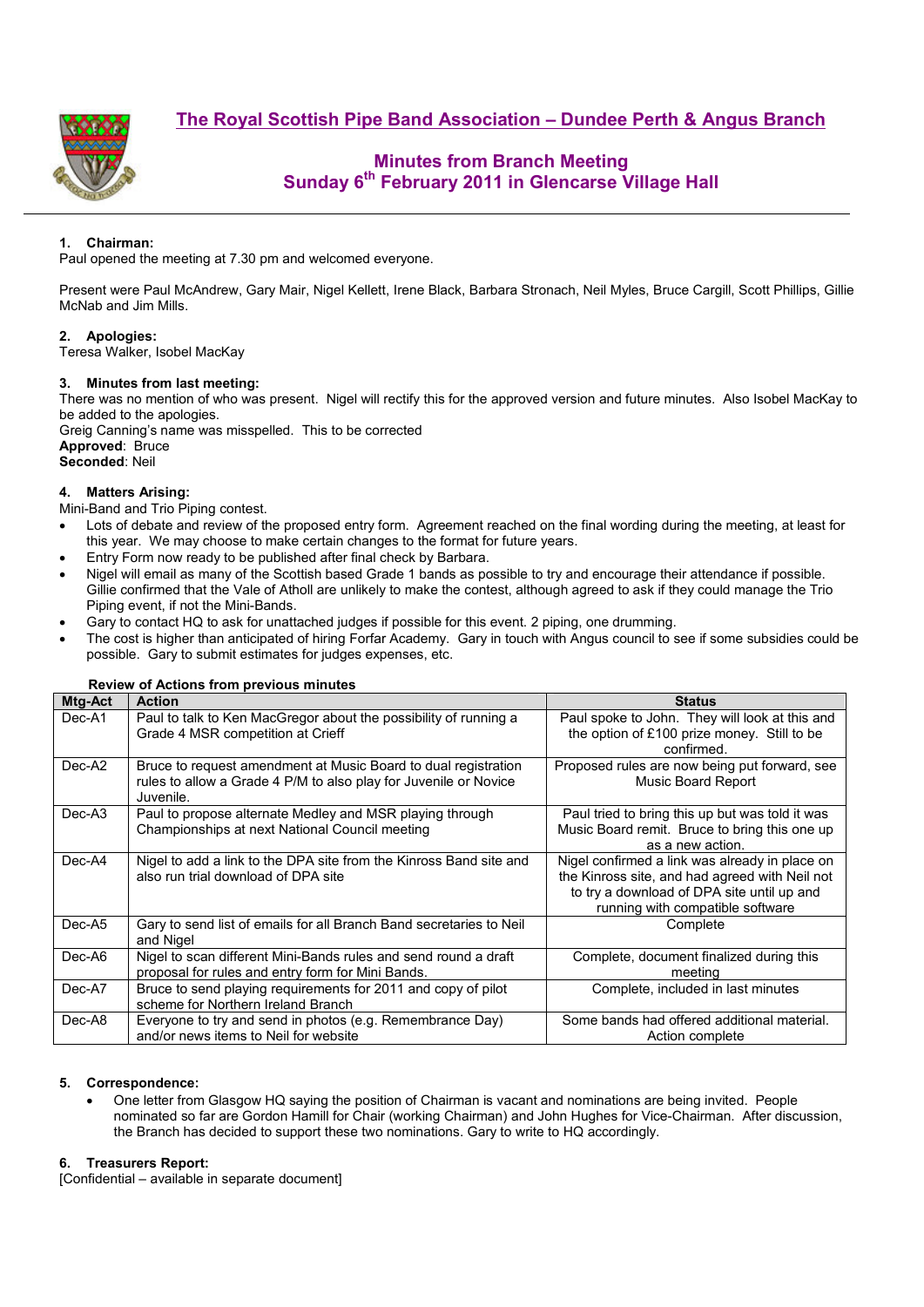# The Royal Scottish Pipe Band Association – Dundee Perth & Angus Branch

## Minutes from Branch Meeting
## Sunday 6th February 2011 in Glencarse Village Hall

**1. Chairman:**

Paul opened the meeting at 7.30 pm and welcomed everyone.

Present were Paul McAndrew, Gary Mair, Nigel Kellett, Irene Black, Barbara Stronach, Neil Myles, Bruce Cargill, Scott Phillips, Gillie McNab and Jim Mills.

**2. Apologies:**

Teresa Walker, Isobel MacKay

**3. Minutes from last meeting:**

There was no mention of who was present. Nigel will rectify this for the approved version and future minutes. Also Isobel MacKay to be added to the apologies.
Greig Canning's name was misspelled. This to be corrected

**Approved**: Bruce
**Seconded**: Neil

**4. Matters Arising:**

Mini-Band and Trio Piping contest.

- Lots of debate and review of the proposed entry form. Agreement reached on the final wording during the meeting, at least for this year. We may choose to make certain changes to the format for future years.
- Entry Form now ready to be published after final check by Barbara.
- Nigel will email as many of the Scottish based Grade 1 bands as possible to try and encourage their attendance if possible. Gillie confirmed that the Vale of Atholl are unlikely to make the contest, although agreed to ask if they could manage the Trio Piping event, if not the Mini-Bands.
- Gary to contact HQ to ask for unattached judges if possible for this event. 2 piping, one drumming.
- The cost is higher than anticipated of hiring Forfar Academy. Gary in touch with Angus council to see if some subsidies could be possible. Gary to submit estimates for judges expenses, etc.

**Review of Actions from previous minutes**

| Mtg-Act | Action | Status |
|---|---|---|
| Dec-A1 | Paul to talk to Ken MacGregor about the possibility of running a Grade 4 MSR competition at Crieff | Paul spoke to John. They will look at this and the option of £100 prize money. Still to be confirmed. |
| Dec-A2 | Bruce to request amendment at Music Board to dual registration rules to allow a Grade 4 P/M to also play for Juvenile or Novice Juvenile. | Proposed rules are now being put forward, see Music Board Report |
| Dec-A3 | Paul to propose alternate Medley and MSR playing through Championships at next National Council meeting | Paul tried to bring this up but was told it was Music Board remit. Bruce to bring this one up as a new action. |
| Dec-A4 | Nigel to add a link to the DPA site from the Kinross Band site and also run trial download of DPA site | Nigel confirmed a link was already in place on the Kinross site, and had agreed with Neil not to try a download of DPA site until up and running with compatible software |
| Dec-A5 | Gary to send list of emails for all Branch Band secretaries to Neil and Nigel | Complete |
| Dec-A6 | Nigel to scan different Mini-Bands rules and send round a draft proposal for rules and entry form for Mini Bands. | Complete, document finalized during this meeting |
| Dec-A7 | Bruce to send playing requirements for 2011 and copy of pilot scheme for Northern Ireland Branch | Complete, included in last minutes |
| Dec-A8 | Everyone to try and send in photos (e.g. Remembrance Day) and/or news items to Neil for website | Some bands had offered additional material. Action complete |

**5. Correspondence:**

- One letter from Glasgow HQ saying the position of Chairman is vacant and nominations are being invited. People nominated so far are Gordon Hamill for Chair (working Chairman) and John Hughes for Vice-Chairman. After discussion, the Branch has decided to support these two nominations. Gary to write to HQ accordingly.

**6. Treasurers Report:**

[Confidential – available in separate document]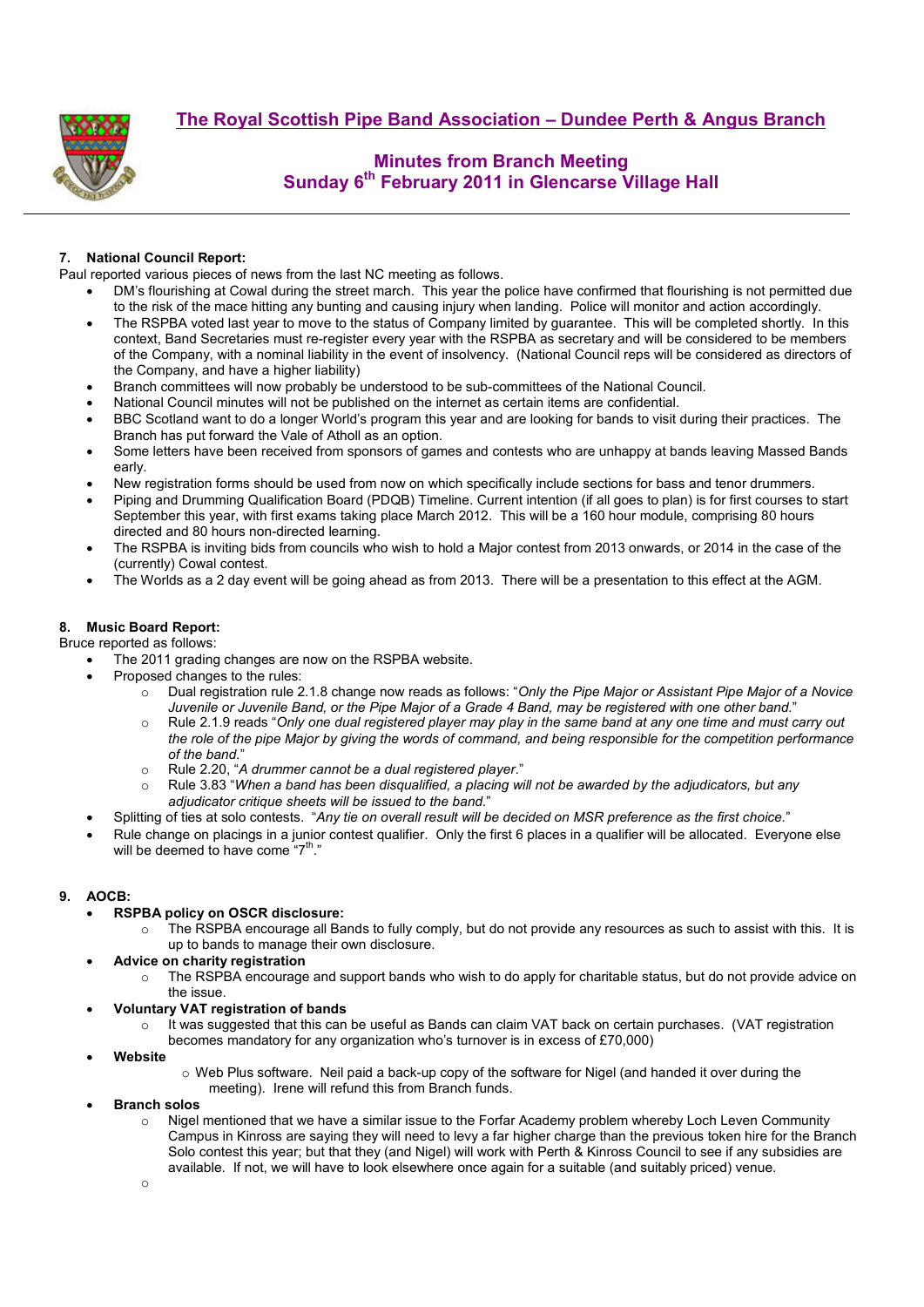# The Royal Scottish Pipe Band Association – Dundee Perth & Angus Branch

## Minutes from Branch Meeting
## Sunday 6th February 2011 in Glencarse Village Hall

---

### 7. National Council Report:

Paul reported various pieces of news from the last NC meeting as follows.

- DM's flourishing at Cowal during the street march. This year the police have confirmed that flourishing is not permitted due to the risk of the mace hitting any bunting and causing injury when landing. Police will monitor and action accordingly.
- The RSPBA voted last year to move to the status of Company limited by guarantee. This will be completed shortly. In this context, Band Secretaries must re-register every year with the RSPBA as secretary and will be considered to be members of the Company, with a nominal liability in the event of insolvency. (National Council reps will be considered as directors of the Company, and have a higher liability)
- Branch committees will now probably be understood to be sub-committees of the National Council.
- National Council minutes will not be published on the internet as certain items are confidential.
- BBC Scotland want to do a longer World's program this year and are looking for bands to visit during their practices. The Branch has put forward the Vale of Atholl as an option.
- Some letters have been received from sponsors of games and contests who are unhappy at bands leaving Massed Bands early.
- New registration forms should be used from now on which specifically include sections for bass and tenor drummers.
- Piping and Drumming Qualification Board (PDQB) Timeline. Current intention (if all goes to plan) is for first courses to start September this year, with first exams taking place March 2012. This will be a 160 hour module, comprising 80 hours directed and 80 hours non-directed learning.
- The RSPBA is inviting bids from councils who wish to hold a Major contest from 2013 onwards, or 2014 in the case of the (currently) Cowal contest.
- The Worlds as a 2 day event will be going ahead as from 2013. There will be a presentation to this effect at the AGM.

### 8. Music Board Report:

Bruce reported as follows:

- The 2011 grading changes are now on the RSPBA website.
- Proposed changes to the rules:
  - Dual registration rule 2.1.8 change now reads as follows: "*Only the Pipe Major or Assistant Pipe Major of a Novice Juvenile or Juvenile Band, or the Pipe Major of a Grade 4 Band, may be registered with one other band.*"
  - Rule 2.1.9 reads "*Only one dual registered player may play in the same band at any one time and must carry out the role of the pipe Major by giving the words of command, and being responsible for the competition performance of the band.*"
  - Rule 2.20, "*A drummer cannot be a dual registered player.*"
  - Rule 3.83 "*When a band has been disqualified, a placing will not be awarded by the adjudicators, but any adjudicator critique sheets will be issued to the band.*"
- Splitting of ties at solo contests. "*Any tie on overall result will be decided on MSR preference as the first choice.*"
- Rule change on placings in a junior contest qualifier. Only the first 6 places in a qualifier will be allocated. Everyone else will be deemed to have come "7th."

### 9. AOCB:

- **RSPBA policy on OSCR disclosure:**
  - The RSPBA encourage all Bands to fully comply, but do not provide any resources as such to assist with this. It is up to bands to manage their own disclosure.
- **Advice on charity registration**
  - The RSPBA encourage and support bands who wish to do apply for charitable status, but do not provide advice on the issue.
- **Voluntary VAT registration of bands**
  - It was suggested that this can be useful as Bands can claim VAT back on certain purchases. (VAT registration becomes mandatory for any organization who's turnover is in excess of £70,000)
- **Website**
  - Web Plus software. Neil paid a back-up copy of the software for Nigel (and handed it over during the meeting). Irene will refund this from Branch funds.
- **Branch solos**
  - Nigel mentioned that we have a similar issue to the Forfar Academy problem whereby Loch Leven Community Campus in Kinross are saying they will need to levy a far higher charge than the previous token hire for the Branch Solo contest this year; but that they (and Nigel) will work with Perth & Kinross Council to see if any subsidies are available. If not, we will have to look elsewhere once again for a suitable (and suitably priced) venue.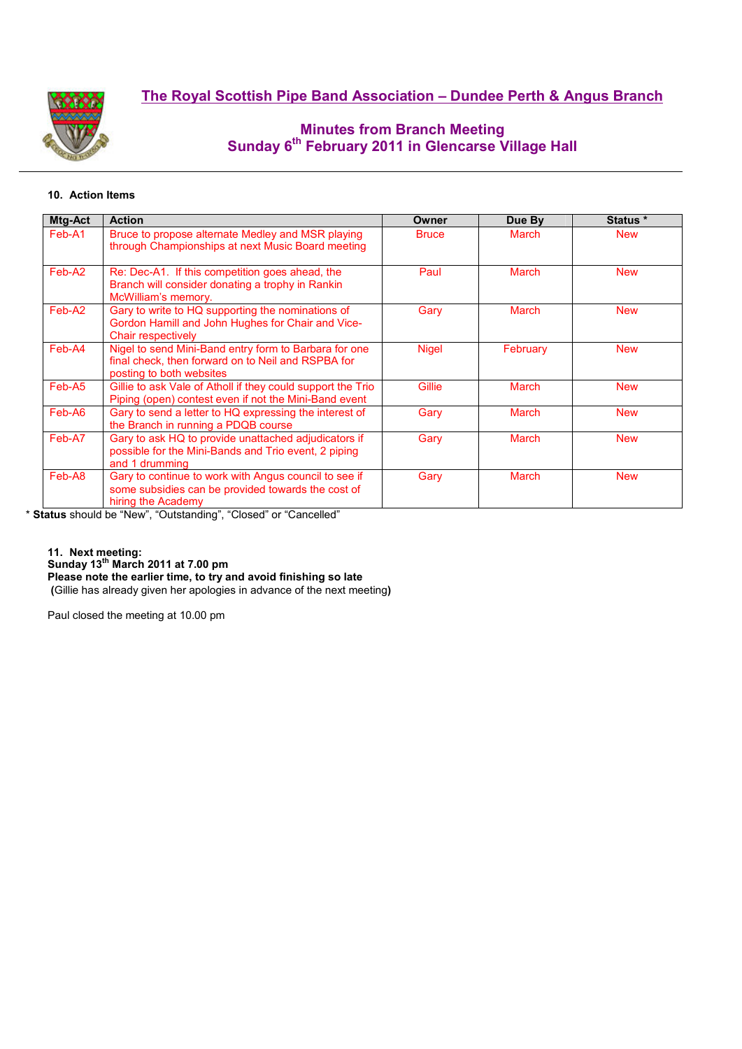# The Royal Scottish Pipe Band Association – Dundee Perth & Angus Branch

## Minutes from Branch Meeting
## Sunday 6th February 2011 in Glencarse Village Hall

**10. Action Items**

| Mtg-Act | Action | Owner | Due By | Status * |
|---|---|---|---|---|
| Feb-A1 | Bruce to propose alternate Medley and MSR playing through Championships at next Music Board meeting | Bruce | March | New |
| Feb-A2 | Re: Dec-A1. If this competition goes ahead, the Branch will consider donating a trophy in Rankin McWilliam's memory. | Paul | March | New |
| Feb-A2 | Gary to write to HQ supporting the nominations of Gordon Hamill and John Hughes for Chair and Vice-Chair respectively | Gary | March | New |
| Feb-A4 | Nigel to send Mini-Band entry form to Barbara for one final check, then forward on to Neil and RSPBA for posting to both websites | Nigel | February | New |
| Feb-A5 | Gillie to ask Vale of Atholl if they could support the Trio Piping (open) contest even if not the Mini-Band event | Gillie | March | New |
| Feb-A6 | Gary to send a letter to HQ expressing the interest of the Branch in running a PDQB course | Gary | March | New |
| Feb-A7 | Gary to ask HQ to provide unattached adjudicators if possible for the Mini-Bands and Trio event, 2 piping and 1 drumming | Gary | March | New |
| Feb-A8 | Gary to continue to work with Angus council to see if some subsidies can be provided towards the cost of hiring the Academy | Gary | March | New |

* **Status** should be "New", "Outstanding", "Closed" or "Cancelled"

**11. Next meeting:**
**Sunday 13th March 2011 at 7.00 pm**
**Please note the earlier time, to try and avoid finishing so late**
**(**Gillie has already given her apologies in advance of the next meeting**)**

Paul closed the meeting at 10.00 pm